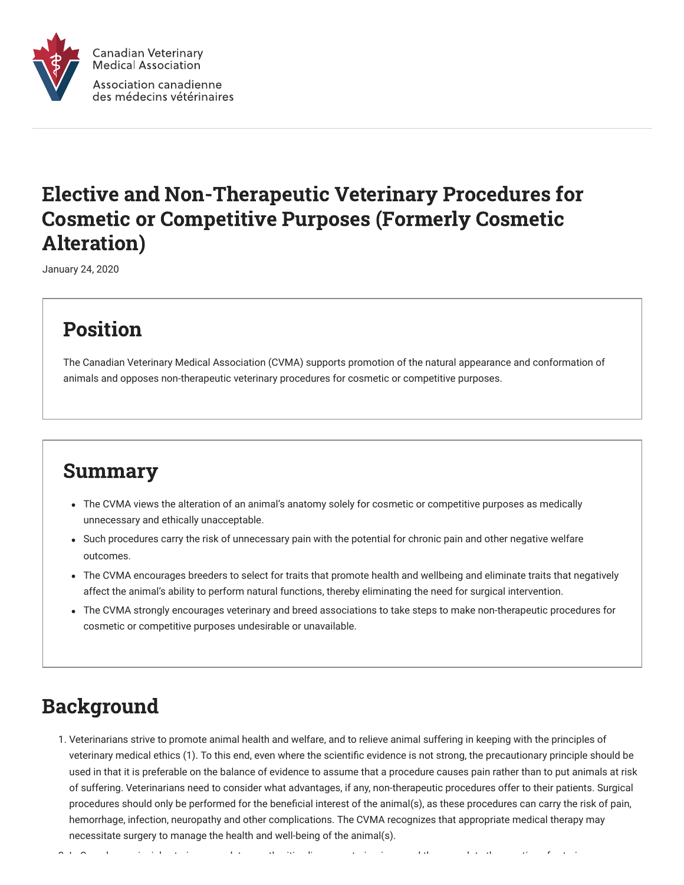Canadian Veterinary Medical Association

Association canadienne des médecins vétérinaires

# Elective and Non-Therapeutic Veterinary Procedures for Cosmetic or Competitive Purposes (Formerly Cosmetic Alteration)

January 24, 2020

## Position

The Canadian Veterinary Medical Association (CVMA) supports promotion of the natural appearance and conformation of animals and opposes non-therapeutic veterinary procedures for cosmetic or competitive purposes.

## Summary

- The CVMA views the alteration of an animal's anatomy solely for cosmetic or competitive purposes as medically unnecessary and ethically unacceptable.
- Such procedures carry the risk of unnecessary pain with the potential for chronic pain and other negative welfare outcomes.
- The CVMA encourages breeders to select for traits that promote health and wellbeing and eliminate traits that negatively affect the animal's ability to perform natural functions, thereby eliminating the need for surgical intervention.
- The CVMA strongly encourages veterinary and breed associations to take steps to make non-therapeutic procedures for cosmetic or competitive purposes undesirable or unavailable.

## Background

1. Veterinarians strive to promote animal health and welfare, and to relieve animal suffering in keeping with the principles of veterinary medical ethics (1). To this end, even where the scientific evidence is not strong, the precautionary principle should be used in that it is preferable on the balance of evidence to assume that a procedure causes pain rather than to put animals at risk of suffering. Veterinarians need to consider what advantages, if any, non-therapeutic procedures offer to their patients. Surgical procedures should only be performed for the beneficial interest of the animal(s), as these procedures can carry the risk of pain, hemorrhage, infection, neuropathy and other complications. The CVMA recognizes that appropriate medical therapy may necessitate surgery to manage the health and well-being of the animal(s).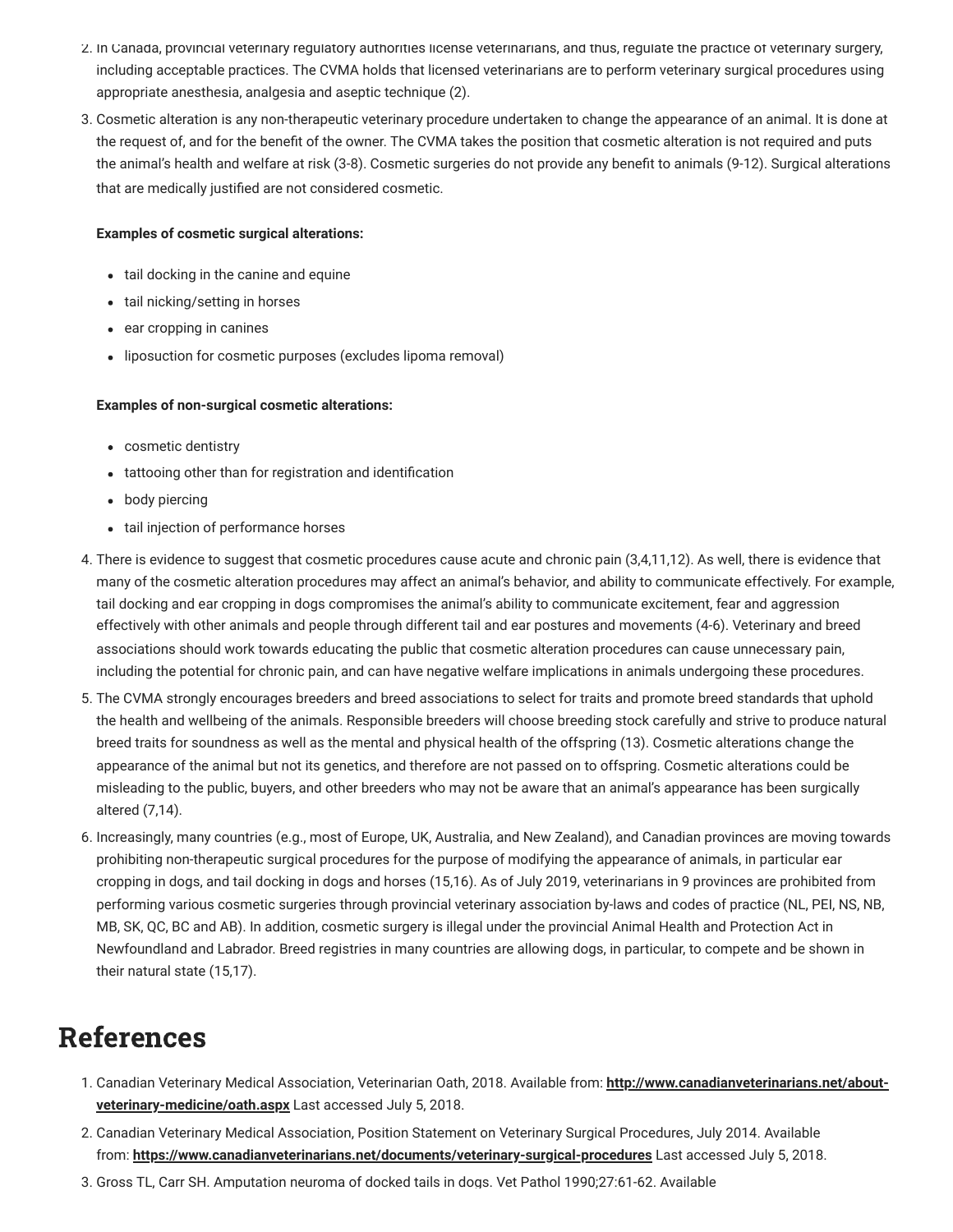2. In Canada, provincial veterinary regulatory authorities license veterinarians, and thus, regulate the practice of veterinary surgery, including acceptable practices. The CVMA holds that licensed veterinarians are to perform veterinary surgical procedures using appropriate anesthesia, analgesia and aseptic technique (2).
3. Cosmetic alteration is any non-therapeutic veterinary procedure undertaken to change the appearance of an animal. It is done at the request of, and for the benefit of the owner. The CVMA takes the position that cosmetic alteration is not required and puts the animal's health and welfare at risk (3-8). Cosmetic surgeries do not provide any benefit to animals (9-12). Surgical alterations that are medically justified are not considered cosmetic.

   **Examples of cosmetic surgical alterations:**

   - tail docking in the canine and equine
   - tail nicking/setting in horses
   - ear cropping in canines
   - liposuction for cosmetic purposes (excludes lipoma removal)

   **Examples of non-surgical cosmetic alterations:**

   - cosmetic dentistry
   - tattooing other than for registration and identification
   - body piercing
   - tail injection of performance horses
4. There is evidence to suggest that cosmetic procedures cause acute and chronic pain (3,4,11,12). As well, there is evidence that many of the cosmetic alteration procedures may affect an animal's behavior, and ability to communicate effectively. For example, tail docking and ear cropping in dogs compromises the animal's ability to communicate excitement, fear and aggression effectively with other animals and people through different tail and ear postures and movements (4-6). Veterinary and breed associations should work towards educating the public that cosmetic alteration procedures can cause unnecessary pain, including the potential for chronic pain, and can have negative welfare implications in animals undergoing these procedures.
5. The CVMA strongly encourages breeders and breed associations to select for traits and promote breed standards that uphold the health and wellbeing of the animals. Responsible breeders will choose breeding stock carefully and strive to produce natural breed traits for soundness as well as the mental and physical health of the offspring (13). Cosmetic alterations change the appearance of the animal but not its genetics, and therefore are not passed on to offspring. Cosmetic alterations could be misleading to the public, buyers, and other breeders who may not be aware that an animal's appearance has been surgically altered (7,14).
6. Increasingly, many countries (e.g., most of Europe, UK, Australia, and New Zealand), and Canadian provinces are moving towards prohibiting non-therapeutic surgical procedures for the purpose of modifying the appearance of animals, in particular ear cropping in dogs, and tail docking in dogs and horses (15,16). As of July 2019, veterinarians in 9 provinces are prohibited from performing various cosmetic surgeries through provincial veterinary association by-laws and codes of practice (NL, PEI, NS, NB, MB, SK, QC, BC and AB). In addition, cosmetic surgery is illegal under the provincial Animal Health and Protection Act in Newfoundland and Labrador. Breed registries in many countries are allowing dogs, in particular, to compete and be shown in their natural state (15,17).

## References

1. Canadian Veterinary Medical Association, Veterinarian Oath, 2018. Available from: **http://www.canadianveterinarians.net/about-veterinary-medicine/oath.aspx** Last accessed July 5, 2018.
2. Canadian Veterinary Medical Association, Position Statement on Veterinary Surgical Procedures, July 2014. Available from: **https://www.canadianveterinarians.net/documents/veterinary-surgical-procedures** Last accessed July 5, 2018.
3. Gross TL, Carr SH. Amputation neuroma of docked tails in dogs. Vet Pathol 1990;27:61-62. Available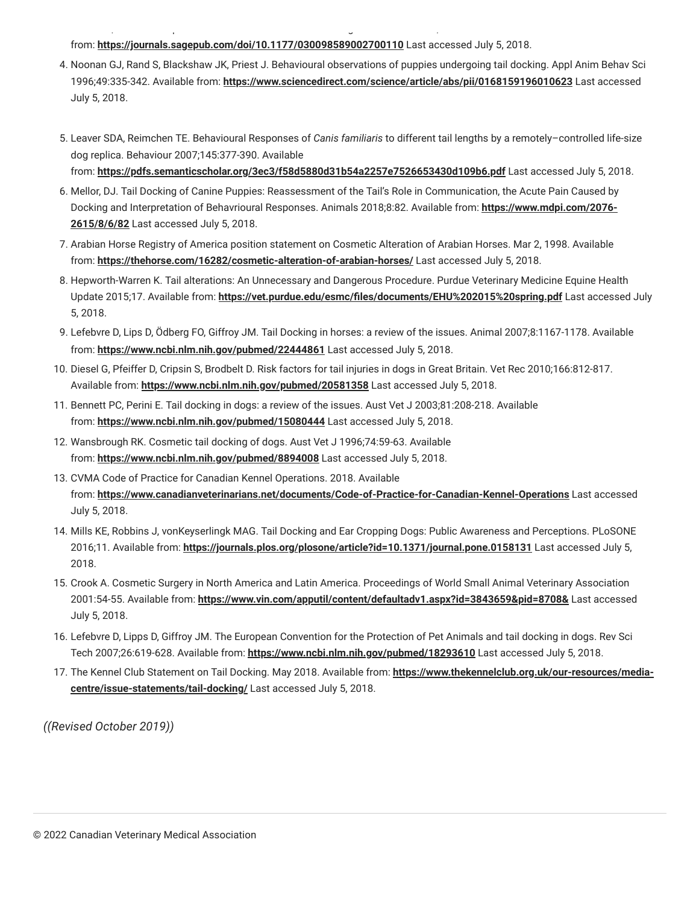from: **https://journals.sagepub.com/doi/10.1177/030098589002700110** Last accessed July 5, 2018.

4. Noonan GJ, Rand S, Blackshaw JK, Priest J. Behavioural observations of puppies undergoing tail docking. Appl Anim Behav Sci 1996;49:335-342. Available from: **https://www.sciencedirect.com/science/article/abs/pii/0168159196010623** Last accessed July 5, 2018.

5. Leaver SDA, Reimchen TE. Behavioural Responses of *Canis familiaris* to different tail lengths by a remotely–controlled life-size dog replica. Behaviour 2007;145:377-390. Available from: **https://pdfs.semanticscholar.org/3ec3/f58d5880d31b54a2257e7526653430d109b6.pdf** Last accessed July 5, 2018.
6. Mellor, DJ. Tail Docking of Canine Puppies: Reassessment of the Tail's Role in Communication, the Acute Pain Caused by Docking and Interpretation of Behavrioural Responses. Animals 2018;8:82. Available from: **https://www.mdpi.com/2076-2615/8/6/82** Last accessed July 5, 2018.
7. Arabian Horse Registry of America position statement on Cosmetic Alteration of Arabian Horses. Mar 2, 1998. Available from: **https://thehorse.com/16282/cosmetic-alteration-of-arabian-horses/** Last accessed July 5, 2018.
8. Hepworth-Warren K. Tail alterations: An Unnecessary and Dangerous Procedure. Purdue Veterinary Medicine Equine Health Update 2015;17. Available from: **https://vet.purdue.edu/esmc/files/documents/EHU%202015%20spring.pdf** Last accessed July 5, 2018.
9. Lefebvre D, Lips D, Ödberg FO, Giffroy JM. Tail Docking in horses: a review of the issues. Animal 2007;8:1167-1178. Available from: **https://www.ncbi.nlm.nih.gov/pubmed/22444861** Last accessed July 5, 2018.
10. Diesel G, Pfeiffer D, Cripsin S, Brodbelt D. Risk factors for tail injuries in dogs in Great Britain. Vet Rec 2010;166:812-817. Available from: **https://www.ncbi.nlm.nih.gov/pubmed/20581358** Last accessed July 5, 2018.
11. Bennett PC, Perini E. Tail docking in dogs: a review of the issues. Aust Vet J 2003;81:208-218. Available from: **https://www.ncbi.nlm.nih.gov/pubmed/15080444** Last accessed July 5, 2018.
12. Wansbrough RK. Cosmetic tail docking of dogs. Aust Vet J 1996;74:59-63. Available from: **https://www.ncbi.nlm.nih.gov/pubmed/8894008** Last accessed July 5, 2018.
13. CVMA Code of Practice for Canadian Kennel Operations. 2018. Available from: **https://www.canadianveterinarians.net/documents/Code-of-Practice-for-Canadian-Kennel-Operations** Last accessed July 5, 2018.
14. Mills KE, Robbins J, vonKeyserlingk MAG. Tail Docking and Ear Cropping Dogs: Public Awareness and Perceptions. PLoSONE 2016;11. Available from: **https://journals.plos.org/plosone/article?id=10.1371/journal.pone.0158131** Last accessed July 5, 2018.
15. Crook A. Cosmetic Surgery in North America and Latin America. Proceedings of World Small Animal Veterinary Association 2001:54-55. Available from: **https://www.vin.com/apputil/content/defaultadv1.aspx?id=3843659&pid=8708&** Last accessed July 5, 2018.
16. Lefebvre D, Lipps D, Giffroy JM. The European Convention for the Protection of Pet Animals and tail docking in dogs. Rev Sci Tech 2007;26:619-628. Available from: **https://www.ncbi.nlm.nih.gov/pubmed/18293610** Last accessed July 5, 2018.
17. The Kennel Club Statement on Tail Docking. May 2018. Available from: **https://www.thekennelclub.org.uk/our-resources/media-centre/issue-statements/tail-docking/** Last accessed July 5, 2018.

*((Revised October 2019))*

© 2022 Canadian Veterinary Medical Association